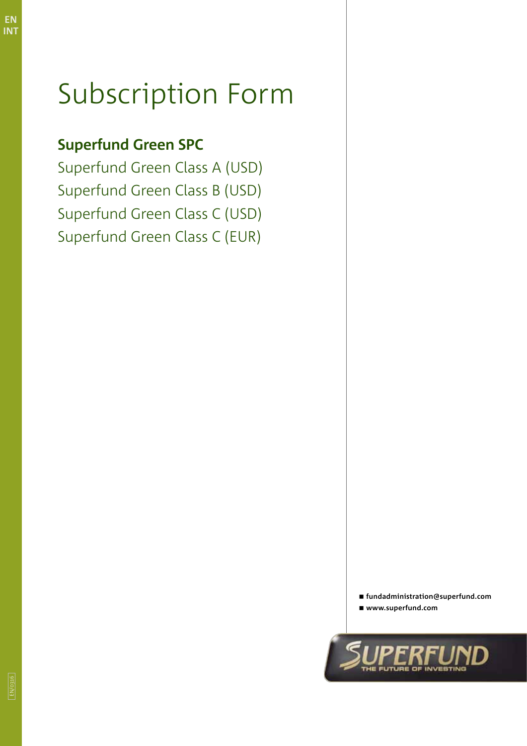EN
INT

# Subscription Form

## Superfund Green SPC

Superfund Green Class A (USD)
Superfund Green Class B (USD)
Superfund Green Class C (USD)
Superfund Green Class C (EUR)

- fundadministration@superfund.com
- www.superfund.com

SUPERFUND
THE FUTURE OF INVESTING

EN/0316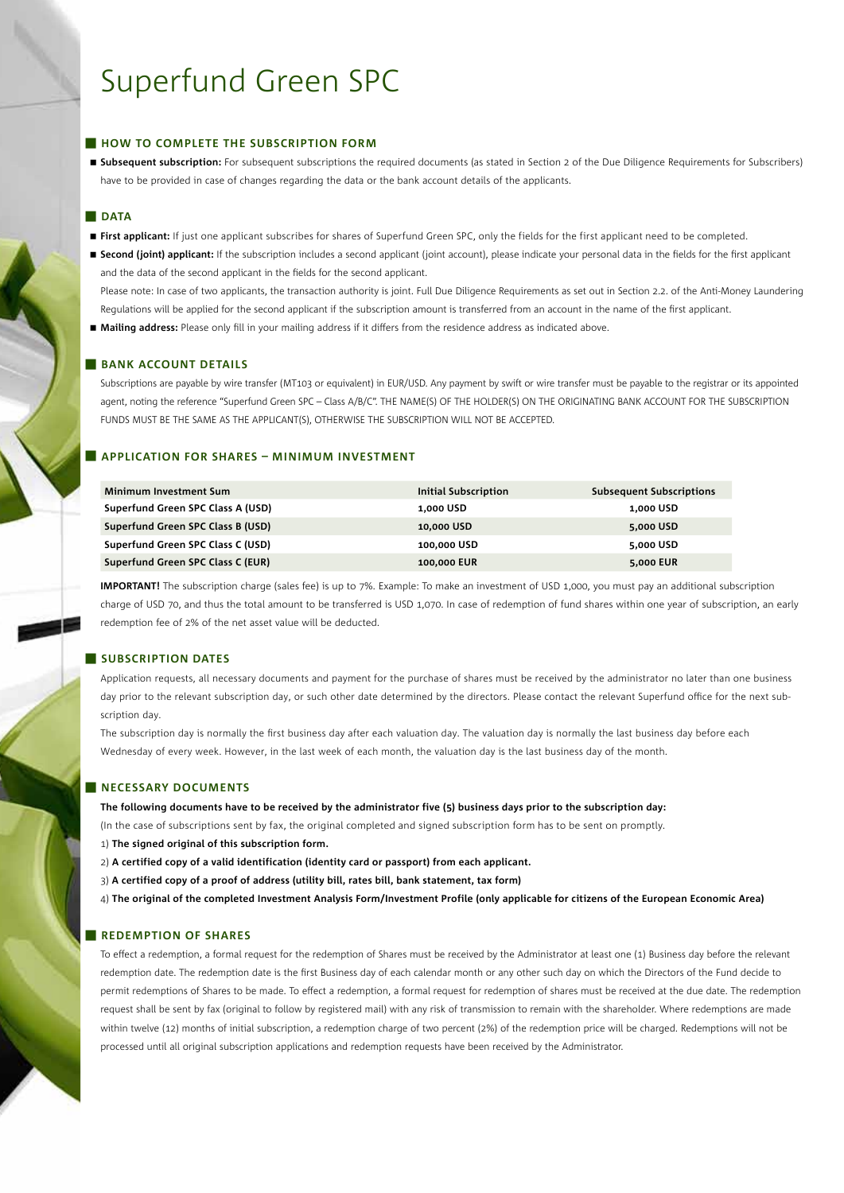# Superfund Green SPC

## HOW TO COMPLETE THE SUBSCRIPTION FORM

- **Subsequent subscription:** For subsequent subscriptions the required documents (as stated in Section 2 of the Due Diligence Requirements for Subscribers) have to be provided in case of changes regarding the data or the bank account details of the applicants.

## DATA

- **First applicant:** If just one applicant subscribes for shares of Superfund Green SPC, only the fields for the first applicant need to be completed.
- **Second (joint) applicant:** If the subscription includes a second applicant (joint account), please indicate your personal data in the fields for the first applicant and the data of the second applicant in the fields for the second applicant.
  Please note: In case of two applicants, the transaction authority is joint. Full Due Diligence Requirements as set out in Section 2.2. of the Anti-Money Laundering Regulations will be applied for the second applicant if the subscription amount is transferred from an account in the name of the first applicant.
- **Mailing address:** Please only fill in your mailing address if it differs from the residence address as indicated above.

## BANK ACCOUNT DETAILS

Subscriptions are payable by wire transfer (MT103 or equivalent) in EUR/USD. Any payment by swift or wire transfer must be payable to the registrar or its appointed agent, noting the reference "Superfund Green SPC – Class A/B/C". THE NAME(S) OF THE HOLDER(S) ON THE ORIGINATING BANK ACCOUNT FOR THE SUBSCRIPTION FUNDS MUST BE THE SAME AS THE APPLICANT(S), OTHERWISE THE SUBSCRIPTION WILL NOT BE ACCEPTED.

## APPLICATION FOR SHARES – MINIMUM INVESTMENT

| Minimum Investment Sum | Initial Subscription | Subsequent Subscriptions |
|---|---|---|
| Superfund Green SPC Class A (USD) | 1,000 USD | 1,000 USD |
| Superfund Green SPC Class B (USD) | 10,000 USD | 5,000 USD |
| Superfund Green SPC Class C (USD) | 100,000 USD | 5,000 USD |
| Superfund Green SPC Class C (EUR) | 100,000 EUR | 5,000 EUR |

**IMPORTANT!** The subscription charge (sales fee) is up to 7%. Example: To make an investment of USD 1,000, you must pay an additional subscription charge of USD 70, and thus the total amount to be transferred is USD 1,070. In case of redemption of fund shares within one year of subscription, an early redemption fee of 2% of the net asset value will be deducted.

## SUBSCRIPTION DATES

Application requests, all necessary documents and payment for the purchase of shares must be received by the administrator no later than one business day prior to the relevant subscription day, or such other date determined by the directors. Please contact the relevant Superfund office for the next subscription day.

The subscription day is normally the first business day after each valuation day. The valuation day is normally the last business day before each Wednesday of every week. However, in the last week of each month, the valuation day is the last business day of the month.

## NECESSARY DOCUMENTS

**The following documents have to be received by the administrator five (5) business days prior to the subscription day:**

(In the case of subscriptions sent by fax, the original completed and signed subscription form has to be sent on promptly.

1) **The signed original of this subscription form.**
2) **A certified copy of a valid identification (identity card or passport) from each applicant.**
3) **A certified copy of a proof of address (utility bill, rates bill, bank statement, tax form)**
4) **The original of the completed Investment Analysis Form/Investment Profile (only applicable for citizens of the European Economic Area)**

## REDEMPTION OF SHARES

To effect a redemption, a formal request for the redemption of Shares must be received by the Administrator at least one (1) Business day before the relevant redemption date. The redemption date is the first Business day of each calendar month or any other such day on which the Directors of the Fund decide to permit redemptions of Shares to be made. To effect a redemption, a formal request for redemption of shares must be received at the due date. The redemption request shall be sent by fax (original to follow by registered mail) with any risk of transmission to remain with the shareholder. Where redemptions are made within twelve (12) months of initial subscription, a redemption charge of two percent (2%) of the redemption price will be charged. Redemptions will not be processed until all original subscription applications and redemption requests have been received by the Administrator.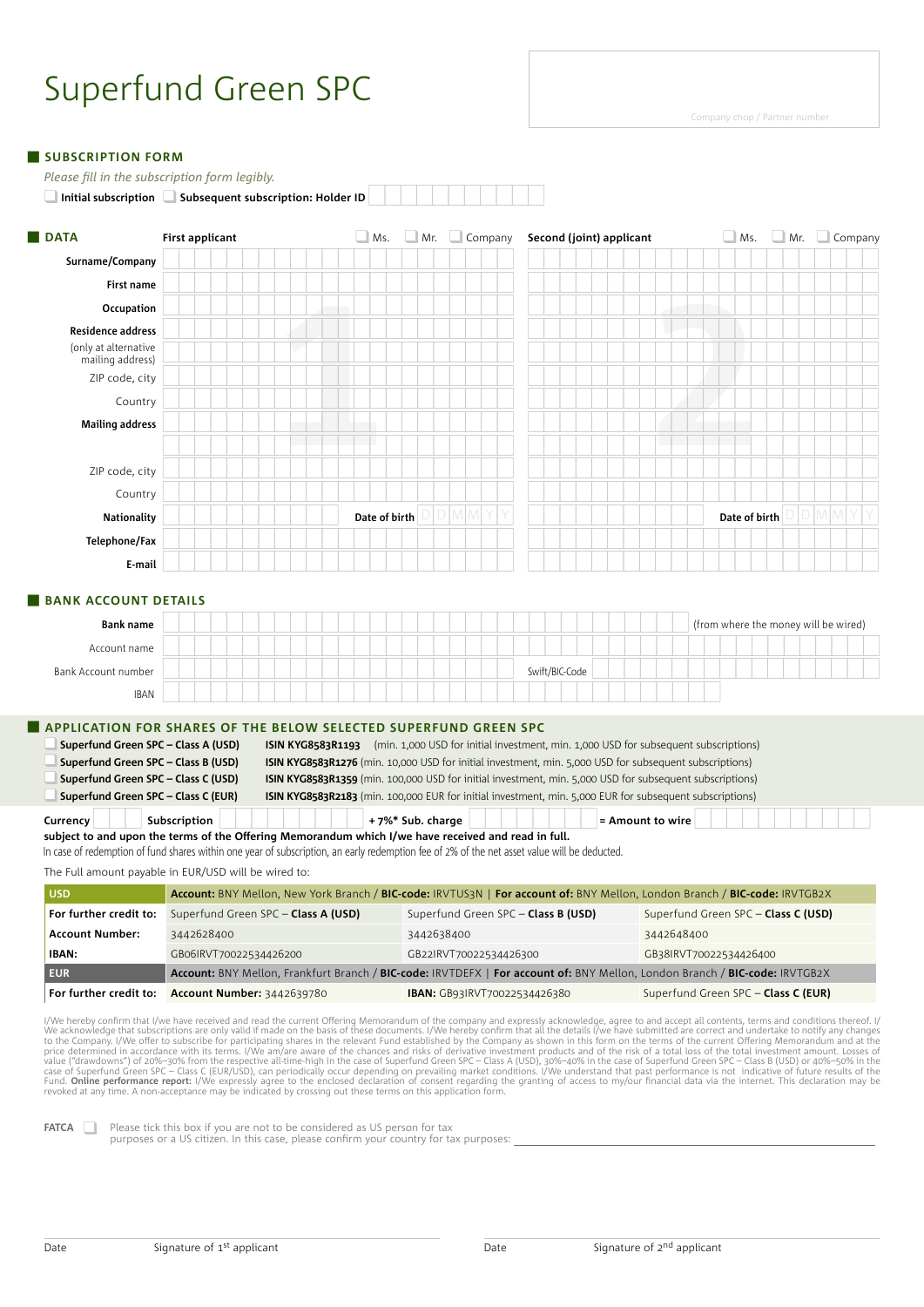# Superfund Green SPC

Company chop / Partner number

## SUBSCRIPTION FORM

*Please fill in the subscription form legibly.*

☐ **Initial subscription** ☐ **Subsequent subscription: Holder ID**

## DATA

| | **First applicant** ☐ Ms. ☐ Mr. ☐ Company | **Second (joint) applicant** ☐ Ms. ☐ Mr. ☐ Company |
|---|---|---|
| **Surname/Company** | | |
| **First name** | | |
| **Occupation** | | |
| **Residence address** | | |
| (only at alternative mailing address) | | |
| ZIP code, city | | |
| Country | | |
| **Mailing address** | | |
| | | |
| ZIP code, city | | |
| Country | | |
| **Nationality** | **Date of birth** D D M M Y Y | **Date of birth** D D M M Y Y |
| **Telephone/Fax** | | |
| **E-mail** | | |

## BANK ACCOUNT DETAILS

**Bank name** (from where the money will be wired)

Account name

Bank Account number                Swift/BIC-Code

IBAN

## APPLICATION FOR SHARES OF THE BELOW SELECTED SUPERFUND GREEN SPC

☐ **Superfund Green SPC – Class A (USD)** **ISIN KYG8583R1193** (min. 1,000 USD for initial investment, min. 1,000 USD for subsequent subscriptions)

☐ **Superfund Green SPC – Class B (USD)** **ISIN KYG8583R1276** (min. 10,000 USD for initial investment, min. 5,000 USD for subsequent subscriptions)

☐ **Superfund Green SPC – Class C (USD)** **ISIN KYG8583R1359** (min. 100,000 USD for initial investment, min. 5,000 USD for subsequent subscriptions)

☐ **Superfund Green SPC – Class C (EUR)** **ISIN KYG8583R2183** (min. 100,000 EUR for initial investment, min. 5,000 EUR for subsequent subscriptions)

**Currency** ____ **Subscription** ____ **+ 7%\* Sub. charge** ____ **= Amount to wire** ____

**subject to and upon the terms of the Offering Memorandum which I/we have received and read in full.**

In case of redemption of fund shares within one year of subscription, an early redemption fee of 2% of the net asset value will be deducted.

The Full amount payable in EUR/USD will be wired to:

| **USD** | **Account:** BNY Mellon, New York Branch / **BIC-code:** IRVTUS3N \| **For account of:** BNY Mellon, London Branch / **BIC-code:** IRVTGB2X | | |
|---|---|---|---|
| **For further credit to:** | Superfund Green SPC – **Class A (USD)** | Superfund Green SPC – **Class B (USD)** | Superfund Green SPC – **Class C (USD)** |
| **Account Number:** | 3442628400 | 3442638400 | 3442648400 |
| **IBAN:** | GB06IRVT70022534426200 | GB22IRVT70022534426300 | GB38IRVT70022534426400 |
| **EUR** | **Account:** BNY Mellon, Frankfurt Branch / **BIC-code:** IRVTDEFX \| **For account of:** BNY Mellon, London Branch / **BIC-code:** IRVTGB2X | | |
| **For further credit to:** | **Account Number:** 3442639780 | **IBAN:** GB93IRVT70022534426380 | Superfund Green SPC – **Class C (EUR)** |

I/We hereby confirm that I/we have received and read the current Offering Memorandum of the company and expressly acknowledge, agree to and accept all contents, terms and conditions thereof. I/We acknowledge that subscriptions are only valid if made on the basis of these documents. I/We hereby confirm that all the details I/we have submitted are correct and undertake to notify any changes to the Company. I/We offer to subscribe for participating shares in the relevant Fund established by the Company as shown in this form on the terms of the current Offering Memorandum and at the price determined in accordance with its terms. I/We am/are aware of the chances and risks of derivative investment products and of the risk of a total loss of the total investment amount. Losses of value ("drawdowns") of 20%–30% from the respective all-time-high in the case of Superfund Green SPC – Class A (USD), 30%–40% in the case of Superfund Green SPC – Class B (USD) or 40%–50% in the case of Superfund Green SPC – Class C (EUR/USD), can periodically occur depending on prevailing market conditions. I/We understand that past performance is not indicative of future results of the Fund. **Online performance report:** I/We expressly agree to the enclosed declaration of consent regarding the granting of access to my/our financial data via the internet. This declaration may be revoked at any time. A non-acceptance may be indicated by crossing out these terms on this application form.

**FATCA** ☐ Please tick this box if you are not to be considered as US person for tax purposes or a US citizen. In this case, please confirm your country for tax purposes: ____________________

Date ____ Signature of 1st applicant ____ Date ____ Signature of 2nd applicant ____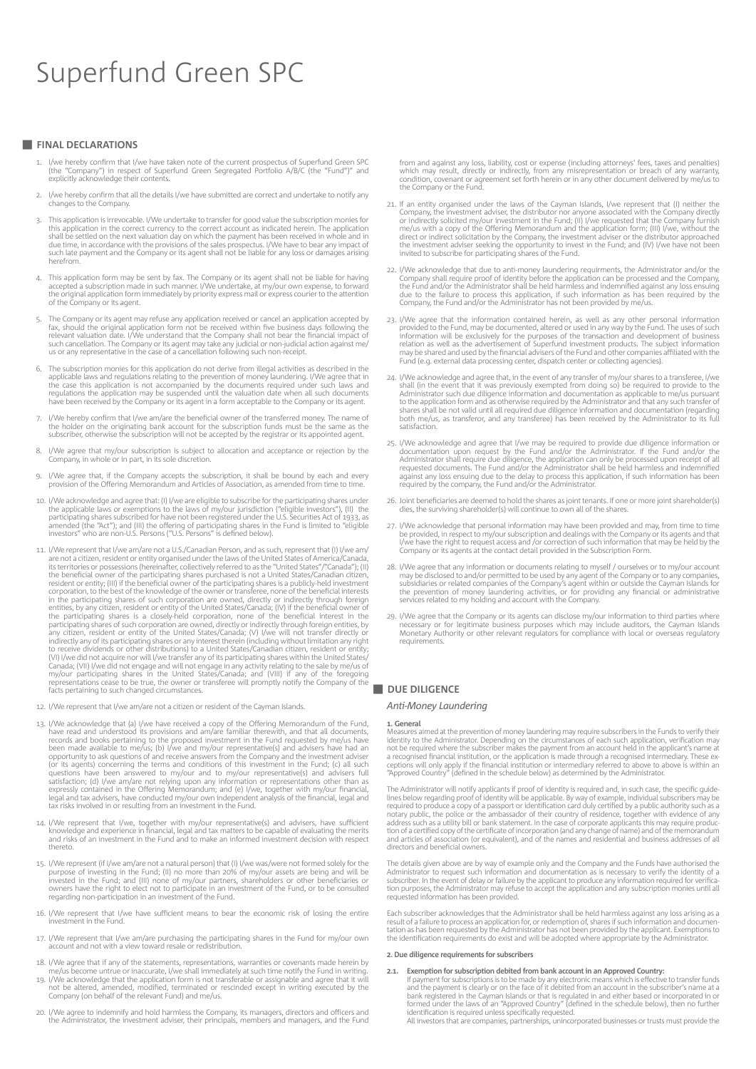# Superfund Green SPC

## FINAL DECLARATIONS

1. I/we hereby confirm that I/we have taken note of the current prospectus of Superfund Green SPC (the "Company") in respect of Superfund Green Segregated Portfolio A/B/C (the "Fund")" and explicitly acknowledge their contents.

2. I/we hereby confirm that all the details I/we have submitted are correct and undertake to notify any changes to the Company.

3. This application is irrevocable. I/We undertake to transfer for good value the subscription monies for this application in the correct currency to the correct account as indicated herein. The application shall be settled on the next valuation day on which the payment has been received in whole and in due time, in accordance with the provisions of the sales prospectus. I/We have to bear any impact of such late payment and the Company or its agent shall not be liable for any loss or damages arising herefrom.

4. This application form may be sent by fax. The Company or its agent shall not be liable for having accepted a subscription made in such manner. I/We undertake, at my/our own expense, to forward the original application form immediately by priority express mail or express courier to the attention of the Company or its agent.

5. The Company or its agent may refuse any application received or cancel an application accepted by fax, should the original application form not be received within five business days following the relevant valuation date. I/We understand that the Company shall not bear the financial impact of such cancellation. The Company or its agent may take any judicial or non-judicial action against me/us or any representative in the case of a cancellation following such non-receipt.

6. The subscription monies for this application do not derive from illegal activities as described in the applicable laws and regulations relating to the prevention of money laundering. I/We agree that in the case this application is not accompanied by the documents required under such laws and regulations the application may be suspended until the valuation date when all such documents have been received by the Company or its agent in a form acceptable to the Company or its agent.

7. I/We hereby confirm that I/we am/are the beneficial owner of the transferred money. The name of the holder on the originating bank account for the subscription funds must be the same as the subscriber, otherwise the subscription will not be accepted by the registrar or its appointed agent.

8. I/We agree that my/our subscription is subject to allocation and acceptance or rejection by the Company, in whole or in part, in its sole discretion.

9. I/We agree that, if the Company accepts the subscription, it shall be bound by each and every provision of the Offering Memorandum and Articles of Association, as amended from time to time.

10. I/We acknowledge and agree that: (I) I/we are eligible to subscribe for the participating shares under the applicable laws or exemptions to the laws of my/our jurisdiction ("eligible investors"), (II) the participating shares subscribed for have not been registered under the U.S. Securities Act of 1933, as amended (the "Act"); and (III) the offering of participating shares in the Fund is limited to "eligible investors" who are non-U.S. Persons ("U.S. Persons" is defined below).

11. I/We represent that I/we am/are not a U.S./Canadian Person, and as such, represent that (I) I/we am/are not a citizen, resident or entity organised under the laws of the United States of America/Canada, its territories or possessions (hereinafter, collectively referred to as the "United States"/"Canada"); (II) the beneficial owner of the participating shares purchased is not a United States/Canadian citizen, resident or entity; (III) if the beneficial owner of the participating shares is a publicly-held investment corporation, to the best of the knowledge of the owner or transferee, none of the beneficial interests in the participating shares of such corporation are owned, directly or indirectly through foreign entities, by any citizen, resident or entity of the United States/Canada; (IV) if the beneficial owner of the participating shares is a closely-held corporation, none of the beneficial interest in the participating shares of such corporation are owned, directly or indirectly through foreign entities, by any citizen, resident or entity of the United States/Canada; (V) I/we will not transfer directly or indirectly any of its participating shares or any interest therein (including without limitation any right to receive dividends or other distributions) to a United States/Canadian citizen, resident or entity; (VI) I/we did not acquire nor will I/we transfer any of its participating shares within the United States/Canada; (VII) I/we did not engage and will not engage in any activity relating to the sale by me/us of my/our participating shares in the United States/Canada; and (VIII) if any of the foregoing representations cease to be true, the owner or transferee will promptly notify the Company of the facts pertaining to such changed circumstances.

12. I/We represent that I/we am/are not a citizen or resident of the Cayman Islands.

13. I/We acknowledge that (a) I/we have received a copy of the Offering Memorandum of the Fund, have read and understood its provisions and am/are familiar therewith, and that all documents, records and books pertaining to the proposed investment in the Fund requested by me/us have been made available to me/us; (b) I/we and my/our representative(s) and advisers have had an opportunity to ask questions of and receive answers from the Company and the investment adviser (or its agents) concerning the terms and conditions of this investment in the Fund; (c) all such questions have been answered to my/our and to my/our representative(s) and advisers full satisfaction; (d) I/we am/are not relying upon any information or representations other than as expressly contained in the Offering Memorandum; and (e) I/we, together with my/our financial, legal and tax advisers, have conducted my/our own independent analysis of the financial, legal and tax risks involved in or resulting from an investment in the Fund.

14. I/We represent that I/we, together with my/our representative(s) and advisers, have sufficient knowledge and experience in financial, legal and tax matters to be capable of evaluating the merits and risks of an investment in the Fund and to make an informed investment decision with respect thereto.

15. I/We represent (if I/we am/are not a natural person) that (I) I/we was/were not formed solely for the purpose of investing in the Fund; (II) no more than 20% of my/our assets are being and will be invested in the Fund; and (III) none of my/our partners, shareholders or other beneficiaries or owners have the right to elect not to participate in an investment of the Fund, or to be consulted regarding non-participation in an investment of the Fund.

16. I/We represent that I/we have sufficient means to bear the economic risk of losing the entire investment in the Fund.

17. I/We represent that I/we am/are purchasing the participating shares in the Fund for my/our own account and not with a view toward resale or redistribution.

18. I/We agree that if any of the statements, representations, warranties or covenants made herein by me/us become untrue or inaccurate, I/we shall immediately at such time notify the Fund in writing.

19. I/We acknowledge that the application form is not transferable or assignable and agree that it will not be altered, amended, modified, terminated or rescinded except in writing executed by the Company (on behalf of the relevant Fund) and me/us.

20. I/We agree to indemnify and hold harmless the Company, its managers, directors and officers and the Administrator, the investment adviser, their principals, members and managers, and the Fund from and against any loss, liability, cost or expense (including attorneys' fees, taxes and penalties) which may result, directly or indirectly, from any misrepresentation or breach of any warranty, condition, covenant or agreement set forth herein or in any other document delivered by me/us to the Company or the Fund.

21. If an entity organised under the laws of the Cayman Islands, I/we represent that (I) neither the Company, the investment adviser, the distributor nor anyone associated with the Company directly or indirectly solicited my/our investment in the Fund; (II) I/we requested that the Company furnish me/us with a copy of the Offering Memorandum and the application form; (III) I/we, without the direct or indirect solicitation by the Company, the investment adviser or the distributor approached the investment adviser seeking the opportunity to invest in the Fund; and (IV) I/we have not been invited to subscribe for participating shares of the Fund.

22. I/We acknowledge that due to anti-money laundering requirments, the Administrator and/or the Company shall require proof of identity before the application can be processed and the Company, the Fund and/or the Administrator shall be held harmless and indemnified against any loss ensuing due to the failure to process this application, if such information as has been required by the Company, the Fund and/or the Administrator has not been provided by me/us.

23. I/We agree that the information contained herein, as well as any other personal information provided to the Fund, may be documented, altered or used in any way by the Fund. The uses of such information will be exclusively for the purposes of the transaction and development of business relation as well as the advertisement of Superfund investment products. The subject information may be shared and used by the financial advisers of the Fund and other companies affiliated with the Fund (e.g. external data processing center, dispatch center or collecting agencies).

24. I/We acknowledge and agree that, in the event of any transfer of my/our shares to a transferee, I/we shall (in the event that it was previously exempted from doing so) be required to provide to the Administrator such due diligence information and documentation as applicable to me/us pursuant to the application form and as otherwise required by the Administrator and that any such transfer of shares shall be not valid until all required due diligence information and documentation (regarding both me/us, as transferor, and any transferee) has been received by the Administrator to its full satisfaction.

25. I/We acknowledge and agree that I/we may be required to provide due diligence information or documentation upon request by the Fund and/or the Administrator. If the Fund and/or the Administrator shall require due diligence, the application can only be processed upon receipt of all requested documents. The Fund and/or the Administrator shall be held harmless and indemnified against any loss ensuing due to the delay to process this application, if such information has been required by the company, the Fund and/or the Administrator.

26. Joint beneficiaries are deemed to hold the shares as joint tenants. If one or more joint shareholder(s) dies, the surviving shareholder(s) will continue to own all of the shares.

27. I/We acknowledge that personal information may have been provided and may, from time to time be provided, in respect to my/our subscription and dealings with the Company or its agents and that I/we have the right to request access and /or correction of such information that may be held by the Company or its agents at the contact detail provided in the Subscription Form.

28. I/We agree that any information or documents relating to myself / ourselves or to my/our account may be disclosed to and/or permitted to be used by any agent of the Company or to any companies, subsidiaries or related companies of the Company's agent within or outside the Cayman Islands for the prevention of money laundering activities, or for providing any financial or administrative services related to my holding and account with the Company.

29. I/We agree that the Company or its agents can disclose my/our information to third parties where necessary or for legitimate business purposes which may include auditors, the Cayman Islands Monetary Authority or other relevant regulators for compliance with local or overseas regulatory requirements.

## DUE DILIGENCE

### *Anti-Money Laundering*

**1. General**

Measures aimed at the prevention of money laundering may require subscribers in the Funds to verify their identity to the Administrator. Depending on the circumstances of each such application, verification may not be required where the subscriber makes the payment from an account held in the applicant's name at a recognised financial institution, or the application is made through a recognised intermediary. These exceptions will only apply if the financial institution or intermediary referred to above to above is within an "Approved Country" (defined in the schedule below) as determined by the Administrator.

The Administrator will notify applicants if proof of identity is required and, in such case, the specific guidelines below regarding proof of identity will be applicable. By way of example, individual subscribers may be required to produce a copy of a passport or identification card duly certified by a public authority such as a notary public, the police or the ambassador of their country of residence, together with evidence of any address such as a utility bill or bank statement. In the case of corporate applicants this may require production of a certified copy of the certificate of incorporation (and any change of name) and of the memorandum and articles of association (or equivalent), and of the names and residential and business addresses of all directors and beneficial owners.

The details given above are by way of example only and the Company and the Funds have authorised the Administrator to request such information and documentation as is necessary to verify the identity of a subscriber. In the event of delay or failure by the applicant to produce any information required for verification purposes, the Administrator may refuse to accept the application and any subscription monies until all requested information has been provided.

Each subscriber acknowledges that the Administrator shall be held harmless against any loss arising as a result of a failure to process an application for, or redemption of, shares if such information and documentation as has been requested by the Administrator has not been provided by the applicant. Exemptions to the identification requirements do exist and will be adopted where appropriate by the Administrator.

**2. Due diligence requirements for subscribers**

**2.1. Exemption for subscription debited from bank account in an Approved Country:**

If payment for subscriptions is to be made by any electronic means which is effective to transfer funds and the payment is clearly or on the face of it debited from an account in the subscriber's name at a bank registered in the Cayman Islands or that is regulated in and either based or incorporated in or formed under the laws of an "Approved Country" (defined in the schedule below), then no further identification is required unless specifically requested.

All investors that are companies, partnerships, unincorporated businesses or trusts must provide the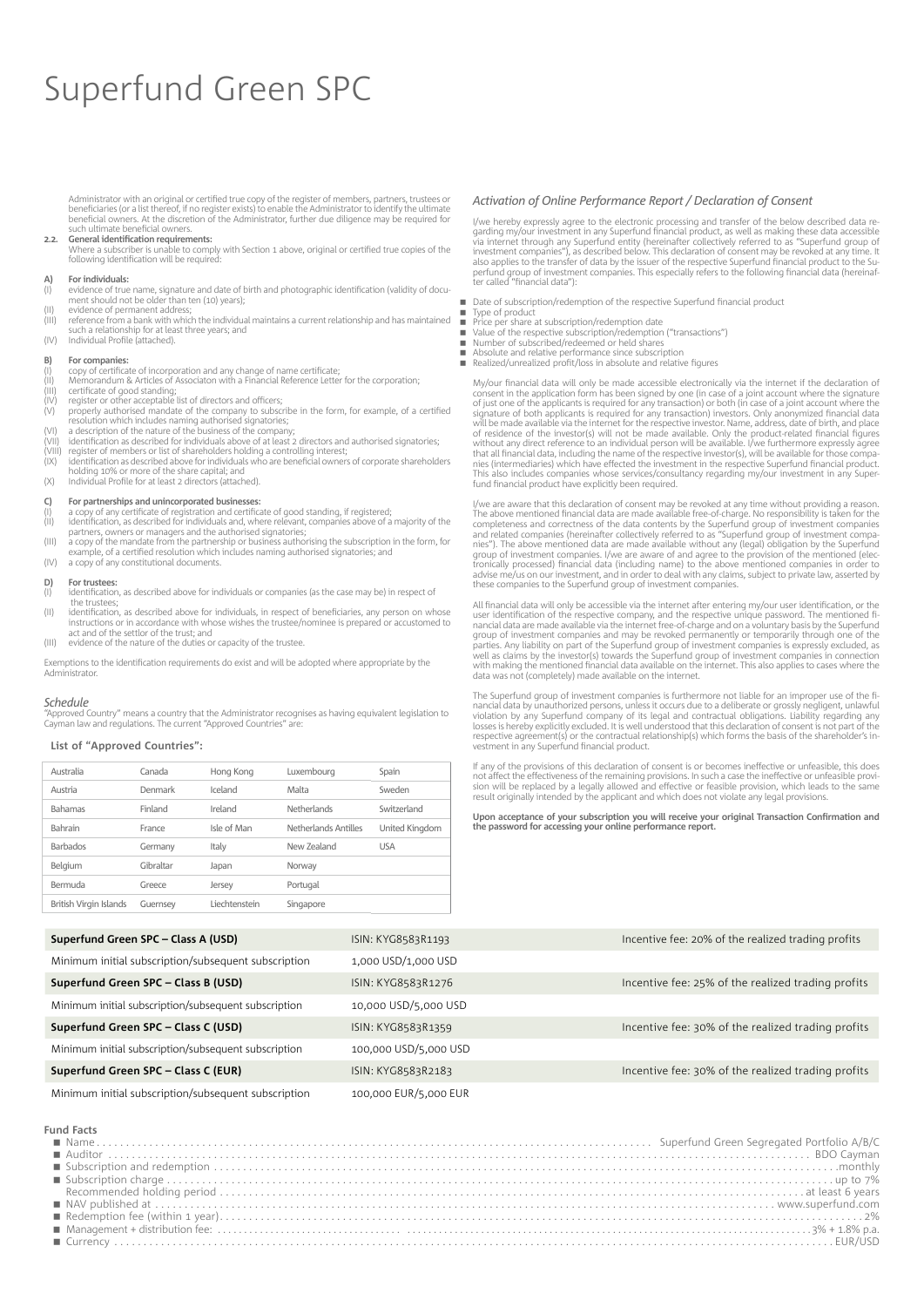# Superfund Green SPC

Administrator with an original or certified true copy of the register of members, partners, trustees or beneficiaries (or a list thereof, if no register exists) to enable the Administrator to identify the ultimate beneficial owners. At the discretion of the Administrator, further due diligence may be required for such ultimate beneficial owners.

**2.2. General identification requirements:**
Where a subscriber is unable to comply with Section 1 above, original or certified true copies of the following identification will be required:

**A) For individuals:**
(I) evidence of true name, signature and date of birth and photographic identification (validity of document should not be older than ten (10) years);
(II) evidence of permanent address;
(III) reference from a bank with which the individual maintains a current relationship and has maintained such a relationship for at least three years; and
(IV) Individual Profile (attached).

**B) For companies:**
(I) copy of certificate of incorporation and any change of name certificate;
(II) Memorandum & Articles of Associaton with a Financial Reference Letter for the corporation;
(III) certificate of good standing;
(IV) register or other acceptable list of directors and officers;
(V) properly authorised mandate of the company to subscribe in the form, for example, of a certified resolution which includes naming authorised signatories;
(VI) a description of the nature of the business of the company;
(VII) identification as described for individuals above of at least 2 directors and authorised signatories;
(VIII) register of members or list of shareholders holding a controlling interest;
(IX) identification as described above for individuals who are beneficial owners of corporate shareholders holding 10% or more of the share capital; and
(X) Individual Profile for at least 2 directors (attached).

**C) For partnerships and unincorporated businesses:**
(I) a copy of any certificate of registration and certificate of good standing, if registered;
(II) identification, as described for individuals and, where relevant, companies above of a majority of the partners, owners or managers and the authorised signatories;
(III) a copy of the mandate from the partnership or business authorising the subscription in the form, for example, of a certified resolution which includes naming authorised signatories; and
(IV) a copy of any constitutional documents.

**D) For trustees:**
(I) identification, as described above for individuals or companies (as the case may be) in respect of the trustees;
(II) identification, as described above for individuals, in respect of beneficiaries, any person on whose instructions or in accordance with whose wishes the trustee/nominee is prepared or accustomed to act and of the settlor of the trust; and
(III) evidence of the nature of the duties or capacity of the trustee.

Exemptions to the identification requirements do exist and will be adopted where appropriate by the Administrator.

*Schedule*
"Approved Country" means a country that the Administrator recognises as having equivalent legislation to Cayman law and regulations. The current "Approved Countries" are:

**List of "Approved Countries":**

| | | | | |
|---|---|---|---|---|
| Australia | Canada | Hong Kong | Luxembourg | Spain |
| Austria | Denmark | Iceland | Malta | Sweden |
| Bahamas | Finland | Ireland | Netherlands | Switzerland |
| Bahrain | France | Isle of Man | Netherlands Antilles | United Kingdom |
| Barbados | Germany | Italy | New Zealand | USA |
| Belgium | Gibraltar | Japan | Norway | |
| Bermuda | Greece | Jersey | Portugal | |
| British Virgin Islands | Guernsey | Liechtenstein | Singapore | |

*Activation of Online Performance Report / Declaration of Consent*

I/we hereby expressly agree to the electronic processing and transfer of the below described data regarding my/our investment in any Superfund financial product, as well as making these data accessible via internet through any Superfund entity (hereinafter collectively referred to as "Superfund group of investment companies"), as described below. This declaration of consent may be revoked at any time. It also applies to the transfer of data by the issuer of the respective Superfund financial product to the Superfund group of investment companies. This especially refers to the following financial data (hereinafter called "financial data"):

- Date of subscription/redemption of the respective Superfund financial product
- Type of product
- Price per share at subscription/redemption date
- Value of the respective subscription/redemption ("transactions")
- Number of subscribed/redeemed or held shares
- Absolute and relative performance since subscription
- Realized/unrealized profit/loss in absolute and relative figures

My/our financial data will only be made accessible electronically via the internet if the declaration of consent in the application form has been signed by one (in case of a joint account where the signature of just one of the applicants is required for any transaction) or both (in case of a joint account where the signature of both applicants is required for any transaction) investors. Only anonymized financial data will be made available via the internet for the respective investor. Name, address, date of birth, and place of residence of the investor(s) will not be made available. Only the product-related financial figures without any direct reference to an individual person will be available. I/we furthermore expressly agree that all financial data, including the name of the respective investor(s), will be available for those companies (intermediaries) which have effected the investment in the respective Superfund financial product. This also includes companies whose services/consultancy regarding my/our investment in any Superfund financial product have explicitly been required.

I/we are aware that this declaration of consent may be revoked at any time without providing a reason. The above mentioned financial data are made available free-of-charge. No responsibility is taken for the completeness and correctness of the data contents by the Superfund group of investment companies and related companies (hereinafter collectively referred to as "Superfund group of investment companies"). The above mentioned data are made available without any (legal) obligation by the Superfund group of investment companies. I/we are aware of and agree to the provision of the mentioned (electronically processed) financial data (including name) to the above mentioned companies in order to advise me/us on our investment, and in order to deal with any claims, subject to private law, asserted by these companies to the Superfund group of investment companies.

All financial data will only be accessible via the internet after entering my/our user identification, or the user identification of the respective company, and the respective unique password. The mentioned financial data are made available via the internet free-of-charge and on a voluntary basis by the Superfund group of investment companies and may be revoked permanently or temporarily through one of the parties. Any liability on part of the Superfund group of investment companies is expressly excluded, as well as claims by the investor(s) towards the Superfund group of investment companies in connection with making the mentioned financial data available on the internet. This also applies to cases where the data was not (completely) made available on the internet.

The Superfund group of investment companies is furthermore not liable for an improper use of the financial data by unauthorized persons, unless it occurs due to a deliberate or grossly negligent, unlawful violation by any Superfund company of its legal and contractual obligations. Liability regarding any losses is hereby explicitly excluded. It is well understood that this declaration of consent is not part of the respective agreement(s) or the contractual relationship(s) which forms the basis of the shareholder's investment in any Superfund financial product.

If any of the provisions of this declaration of consent is or becomes ineffective or unfeasible, this does not affect the effectiveness of the remaining provisions. In such a case the ineffective or unfeasible provision will be replaced by a legally allowed and effective or feasible provision, which leads to the same result originally intended by the applicant and which does not violate any legal provisions.

**Upon acceptance of your subscription you will receive your original Transaction Confirmation and the password for accessing your online performance report.**

| | | |
|---|---|---|
| **Superfund Green SPC – Class A (USD)** | ISIN: KYG8583R1193 | Incentive fee: 20% of the realized trading profits |
| Minimum initial subscription/subsequent subscription | 1,000 USD/1,000 USD | |
| **Superfund Green SPC – Class B (USD)** | ISIN: KYG8583R1276 | Incentive fee: 25% of the realized trading profits |
| Minimum initial subscription/subsequent subscription | 10,000 USD/5,000 USD | |
| **Superfund Green SPC – Class C (USD)** | ISIN: KYG8583R1359 | Incentive fee: 30% of the realized trading profits |
| Minimum initial subscription/subsequent subscription | 100,000 USD/5,000 USD | |
| **Superfund Green SPC – Class C (EUR)** | ISIN: KYG8583R2183 | Incentive fee: 30% of the realized trading profits |
| Minimum initial subscription/subsequent subscription | 100,000 EUR/5,000 EUR | |

**Fund Facts**

- Name ........ Superfund Green Segregated Portfolio A/B/C
- Auditor ........ BDO Cayman
- Subscription and redemption ........ monthly
- Subscription charge ........ up to 7%
  Recommended holding period ........ at least 6 years
- NAV published at ........ www.superfund.com
- Redemption fee (within 1 year) ........ 2%
- Management + distribution fee: ........ 3% + 1.8% p.a.
- Currency ........ EUR/USD